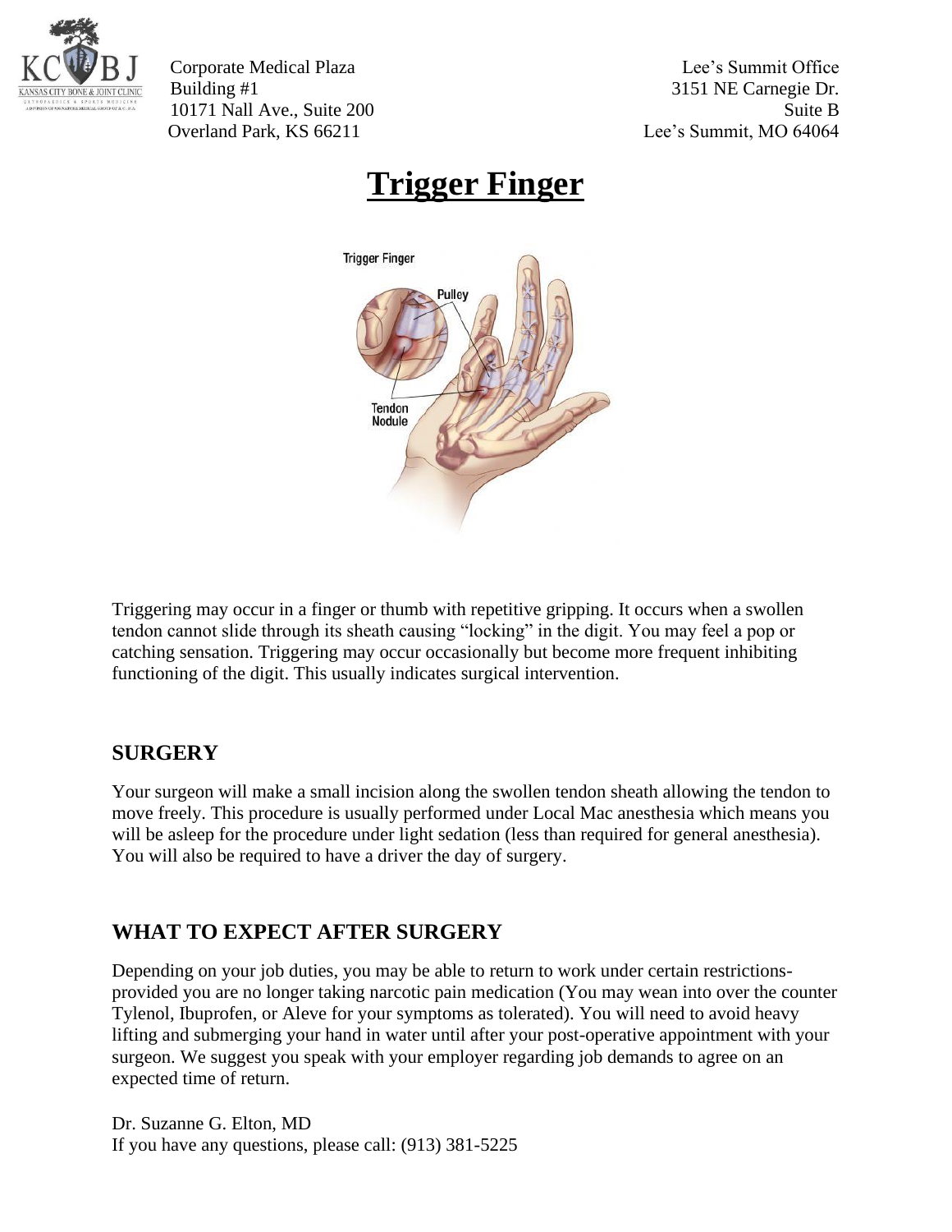Corporate Medical Plaza
Building #1
10171 Nall Ave., Suite 200
Overland Park, KS 66211

Lee's Summit Office
3151 NE Carnegie Dr.
Suite B
Lee's Summit, MO 64064

# Trigger Finger

Triggering may occur in a finger or thumb with repetitive gripping. It occurs when a swollen tendon cannot slide through its sheath causing "locking" in the digit. You may feel a pop or catching sensation. Triggering may occur occasionally but become more frequent inhibiting functioning of the digit. This usually indicates surgical intervention.

## SURGERY

Your surgeon will make a small incision along the swollen tendon sheath allowing the tendon to move freely. This procedure is usually performed under Local Mac anesthesia which means you will be asleep for the procedure under light sedation (less than required for general anesthesia). You will also be required to have a driver the day of surgery.

## WHAT TO EXPECT AFTER SURGERY

Depending on your job duties, you may be able to return to work under certain restrictions- provided you are no longer taking narcotic pain medication (You may wean into over the counter Tylenol, Ibuprofen, or Aleve for your symptoms as tolerated). You will need to avoid heavy lifting and submerging your hand in water until after your post-operative appointment with your surgeon. We suggest you speak with your employer regarding job demands to agree on an expected time of return.

Dr. Suzanne G. Elton, MD
If you have any questions, please call: (913) 381-5225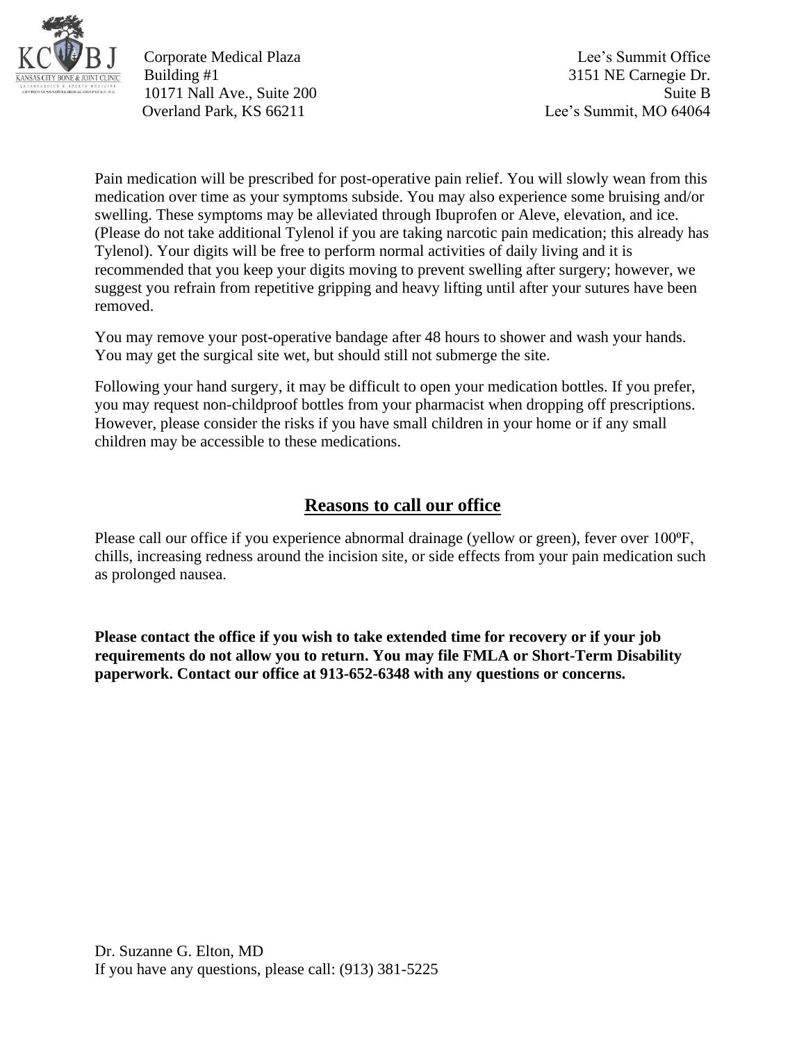Corporate Medical Plaza
Building #1
10171 Nall Ave., Suite 200
Overland Park, KS 66211

Lee's Summit Office
3151 NE Carnegie Dr.
Suite B
Lee's Summit, MO 64064

Pain medication will be prescribed for post-operative pain relief. You will slowly wean from this medication over time as your symptoms subside. You may also experience some bruising and/or swelling. These symptoms may be alleviated through Ibuprofen or Aleve, elevation, and ice. (Please do not take additional Tylenol if you are taking narcotic pain medication; this already has Tylenol). Your digits will be free to perform normal activities of daily living and it is recommended that you keep your digits moving to prevent swelling after surgery; however, we suggest you refrain from repetitive gripping and heavy lifting until after your sutures have been removed.

You may remove your post-operative bandage after 48 hours to shower and wash your hands. You may get the surgical site wet, but should still not submerge the site.

Following your hand surgery, it may be difficult to open your medication bottles. If you prefer, you may request non-childproof bottles from your pharmacist when dropping off prescriptions. However, please consider the risks if you have small children in your home or if any small children may be accessible to these medications.

## Reasons to call our office

Please call our office if you experience abnormal drainage (yellow or green), fever over 100ºF, chills, increasing redness around the incision site, or side effects from your pain medication such as prolonged nausea.

**Please contact the office if you wish to take extended time for recovery or if your job requirements do not allow you to return. You may file FMLA or Short-Term Disability paperwork. Contact our office at 913-652-6348 with any questions or concerns.**

Dr. Suzanne G. Elton, MD
If you have any questions, please call: (913) 381-5225